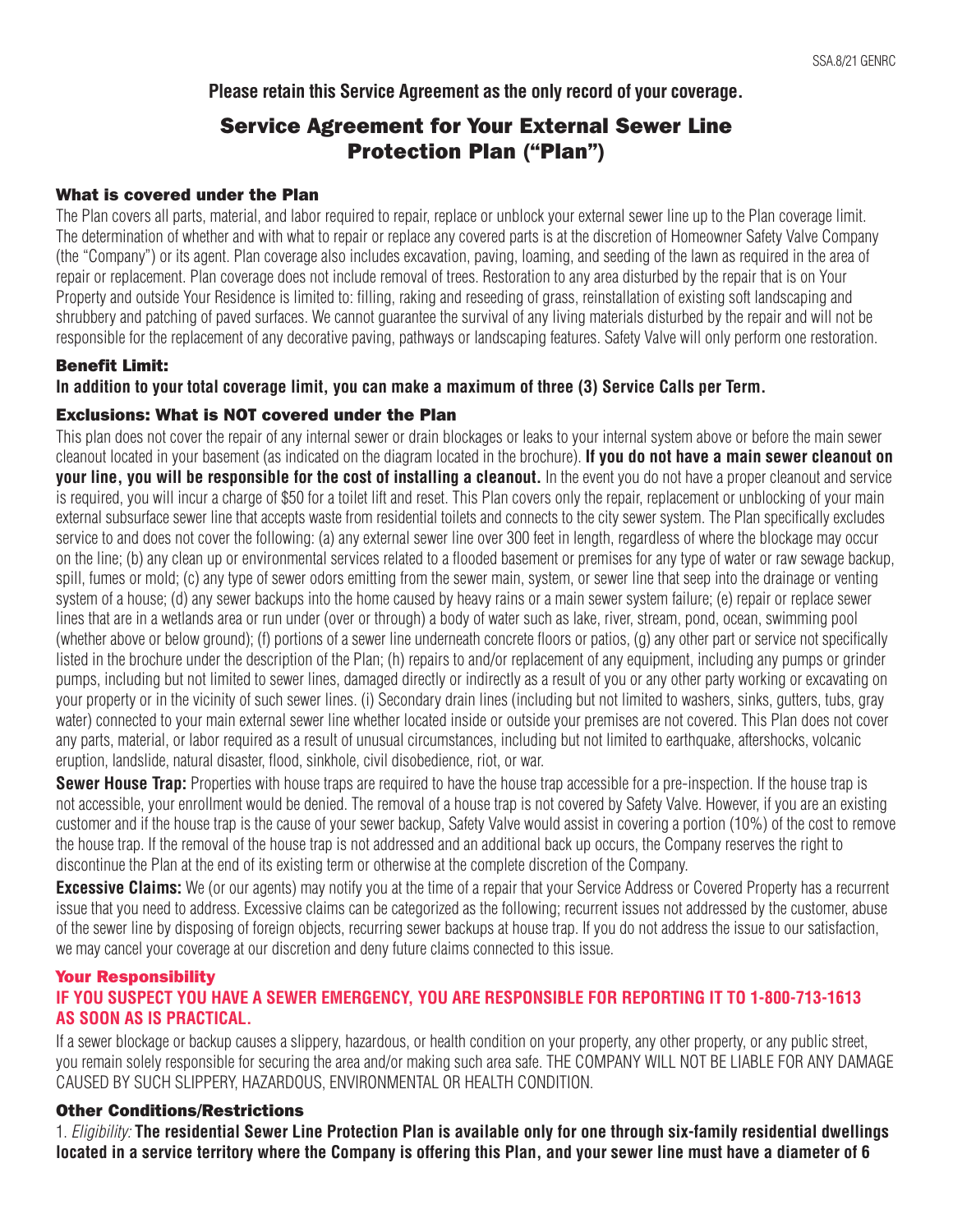**Please retain this Service Agreement as the only record of your coverage.**

# Service Agreement for Your External Sewer Line Protection Plan ("Plan")

## What is covered under the Plan

The Plan covers all parts, material, and labor required to repair, replace or unblock your external sewer line up to the Plan coverage limit. The determination of whether and with what to repair or replace any covered parts is at the discretion of Homeowner Safety Valve Company (the "Company") or its agent. Plan coverage also includes excavation, paving, loaming, and seeding of the lawn as required in the area of repair or replacement. Plan coverage does not include removal of trees. Restoration to any area disturbed by the repair that is on Your Property and outside Your Residence is limited to: filling, raking and reseeding of grass, reinstallation of existing soft landscaping and shrubbery and patching of paved surfaces. We cannot guarantee the survival of any living materials disturbed by the repair and will not be responsible for the replacement of any decorative paving, pathways or landscaping features. Safety Valve will only perform one restoration.

## Benefit Limit:

**In addition to your total coverage limit, you can make a maximum of three (3) Service Calls per Term.**

## Exclusions: What is NOT covered under the Plan

This plan does not cover the repair of any internal sewer or drain blockages or leaks to your internal system above or before the main sewer cleanout located in your basement (as indicated on the diagram located in the brochure). **If you do not have a main sewer cleanout on your line, you will be responsible for the cost of installing a cleanout.** In the event you do not have a proper cleanout and service is required, you will incur a charge of $50 for a toilet lift and reset. This Plan covers only the repair, replacement or unblocking of your main external subsurface sewer line that accepts waste from residential toilets and connects to the city sewer system. The Plan specifically excludes service to and does not cover the following: (a) any external sewer line over 300 feet in length, regardless of where the blockage may occur on the line; (b) any clean up or environmental services related to a flooded basement or premises for any type of water or raw sewage backup, spill, fumes or mold; (c) any type of sewer odors emitting from the sewer main, system, or sewer line that seep into the drainage or venting system of a house; (d) any sewer backups into the home caused by heavy rains or a main sewer system failure; (e) repair or replace sewer lines that are in a wetlands area or run under (over or through) a body of water such as lake, river, stream, pond, ocean, swimming pool (whether above or below ground); (f) portions of a sewer line underneath concrete floors or patios, (g) any other part or service not specifically listed in the brochure under the description of the Plan; (h) repairs to and/or replacement of any equipment, including any pumps or grinder pumps, including but not limited to sewer lines, damaged directly or indirectly as a result of you or any other party working or excavating on your property or in the vicinity of such sewer lines. (i) Secondary drain lines (including but not limited to washers, sinks, gutters, tubs, gray water) connected to your main external sewer line whether located inside or outside your premises are not covered. This Plan does not cover any parts, material, or labor required as a result of unusual circumstances, including but not limited to earthquake, aftershocks, volcanic eruption, landslide, natural disaster, flood, sinkhole, civil disobedience, riot, or war.

**Sewer House Trap:** Properties with house traps are required to have the house trap accessible for a pre-inspection. If the house trap is not accessible, your enrollment would be denied. The removal of a house trap is not covered by Safety Valve. However, if you are an existing customer and if the house trap is the cause of your sewer backup, Safety Valve would assist in covering a portion (10%) of the cost to remove the house trap. If the removal of the house trap is not addressed and an additional back up occurs, the Company reserves the right to discontinue the Plan at the end of its existing term or otherwise at the complete discretion of the Company.

**Excessive Claims:** We (or our agents) may notify you at the time of a repair that your Service Address or Covered Property has a recurrent issue that you need to address. Excessive claims can be categorized as the following; recurrent issues not addressed by the customer, abuse of the sewer line by disposing of foreign objects, recurring sewer backups at house trap. If you do not address the issue to our satisfaction, we may cancel your coverage at our discretion and deny future claims connected to this issue.

## Your Responsibility

**IF YOU SUSPECT YOU HAVE A SEWER EMERGENCY, YOU ARE RESPONSIBLE FOR REPORTING IT TO 1-800-713-1613 AS SOON AS IS PRACTICAL.**

If a sewer blockage or backup causes a slippery, hazardous, or health condition on your property, any other property, or any public street, you remain solely responsible for securing the area and/or making such area safe. THE COMPANY WILL NOT BE LIABLE FOR ANY DAMAGE CAUSED BY SUCH SLIPPERY, HAZARDOUS, ENVIRONMENTAL OR HEALTH CONDITION.

## Other Conditions/Restrictions

1. *Eligibility:* **The residential Sewer Line Protection Plan is available only for one through six-family residential dwellings located in a service territory where the Company is offering this Plan, and your sewer line must have a diameter of 6**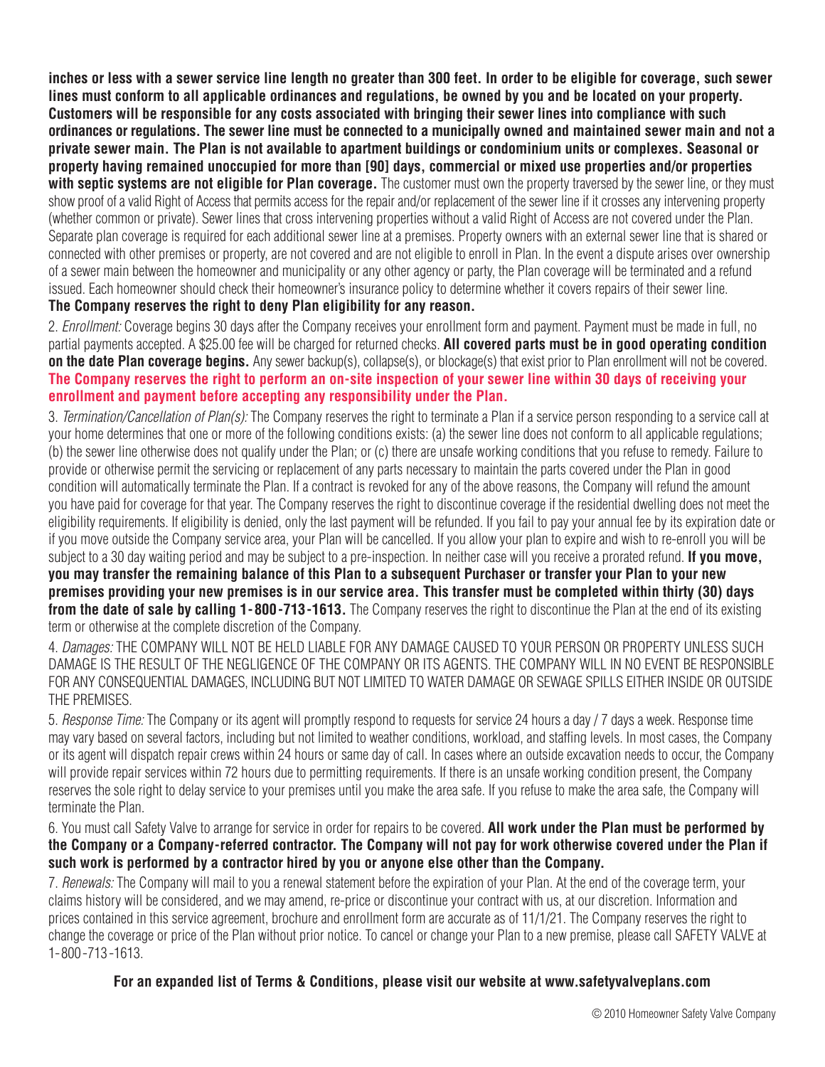**inches or less with a sewer service line length no greater than 300 feet. In order to be eligible for coverage, such sewer lines must conform to all applicable ordinances and regulations, be owned by you and be located on your property. Customers will be responsible for any costs associated with bringing their sewer lines into compliance with such ordinances or regulations. The sewer line must be connected to a municipally owned and maintained sewer main and not a private sewer main. The Plan is not available to apartment buildings or condominium units or complexes. Seasonal or property having remained unoccupied for more than [90] days, commercial or mixed use properties and/or properties with septic systems are not eligible for Plan coverage.** The customer must own the property traversed by the sewer line, or they must show proof of a valid Right of Access that permits access for the repair and/or replacement of the sewer line if it crosses any intervening property (whether common or private). Sewer lines that cross intervening properties without a valid Right of Access are not covered under the Plan. Separate plan coverage is required for each additional sewer line at a premises. Property owners with an external sewer line that is shared or connected with other premises or property, are not covered and are not eligible to enroll in Plan. In the event a dispute arises over ownership of a sewer main between the homeowner and municipality or any other agency or party, the Plan coverage will be terminated and a refund issued. Each homeowner should check their homeowner's insurance policy to determine whether it covers repairs of their sewer line. **The Company reserves the right to deny Plan eligibility for any reason.**

2. *Enrollment:* Coverage begins 30 days after the Company receives your enrollment form and payment. Payment must be made in full, no partial payments accepted. A $25.00 fee will be charged for returned checks. **All covered parts must be in good operating condition on the date Plan coverage begins.** Any sewer backup(s), collapse(s), or blockage(s) that exist prior to Plan enrollment will not be covered. **The Company reserves the right to perform an on-site inspection of your sewer line within 30 days of receiving your enrollment and payment before accepting any responsibility under the Plan.**

3. *Termination/Cancellation of Plan(s):* The Company reserves the right to terminate a Plan if a service person responding to a service call at your home determines that one or more of the following conditions exists: (a) the sewer line does not conform to all applicable regulations; (b) the sewer line otherwise does not qualify under the Plan; or (c) there are unsafe working conditions that you refuse to remedy. Failure to provide or otherwise permit the servicing or replacement of any parts necessary to maintain the parts covered under the Plan in good condition will automatically terminate the Plan. If a contract is revoked for any of the above reasons, the Company will refund the amount you have paid for coverage for that year. The Company reserves the right to discontinue coverage if the residential dwelling does not meet the eligibility requirements. If eligibility is denied, only the last payment will be refunded. If you fail to pay your annual fee by its expiration date or if you move outside the Company service area, your Plan will be cancelled. If you allow your plan to expire and wish to re-enroll you will be subject to a 30 day waiting period and may be subject to a pre-inspection. In neither case will you receive a prorated refund. **If you move, you may transfer the remaining balance of this Plan to a subsequent Purchaser or transfer your Plan to your new premises providing your new premises is in our service area. This transfer must be completed within thirty (30) days from the date of sale by calling 1-800-713-1613.** The Company reserves the right to discontinue the Plan at the end of its existing term or otherwise at the complete discretion of the Company.

4. *Damages:* THE COMPANY WILL NOT BE HELD LIABLE FOR ANY DAMAGE CAUSED TO YOUR PERSON OR PROPERTY UNLESS SUCH DAMAGE IS THE RESULT OF THE NEGLIGENCE OF THE COMPANY OR ITS AGENTS. THE COMPANY WILL IN NO EVENT BE RESPONSIBLE FOR ANY CONSEQUENTIAL DAMAGES, INCLUDING BUT NOT LIMITED TO WATER DAMAGE OR SEWAGE SPILLS EITHER INSIDE OR OUTSIDE THE PREMISES.

5. *Response Time:* The Company or its agent will promptly respond to requests for service 24 hours a day / 7 days a week. Response time may vary based on several factors, including but not limited to weather conditions, workload, and staffing levels. In most cases, the Company or its agent will dispatch repair crews within 24 hours or same day of call. In cases where an outside excavation needs to occur, the Company will provide repair services within 72 hours due to permitting requirements. If there is an unsafe working condition present, the Company reserves the sole right to delay service to your premises until you make the area safe. If you refuse to make the area safe, the Company will terminate the Plan.

6. You must call Safety Valve to arrange for service in order for repairs to be covered. **All work under the Plan must be performed by the Company or a Company-referred contractor. The Company will not pay for work otherwise covered under the Plan if such work is performed by a contractor hired by you or anyone else other than the Company.**

7. *Renewals:* The Company will mail to you a renewal statement before the expiration of your Plan. At the end of the coverage term, your claims history will be considered, and we may amend, re-price or discontinue your contract with us, at our discretion. Information and prices contained in this service agreement, brochure and enrollment form are accurate as of 11/1/21. The Company reserves the right to change the coverage or price of the Plan without prior notice. To cancel or change your Plan to a new premise, please call SAFETY VALVE at 1-800-713-1613.

**For an expanded list of Terms & Conditions, please visit our website at www.safetyvalveplans.com**

© 2010 Homeowner Safety Valve Company